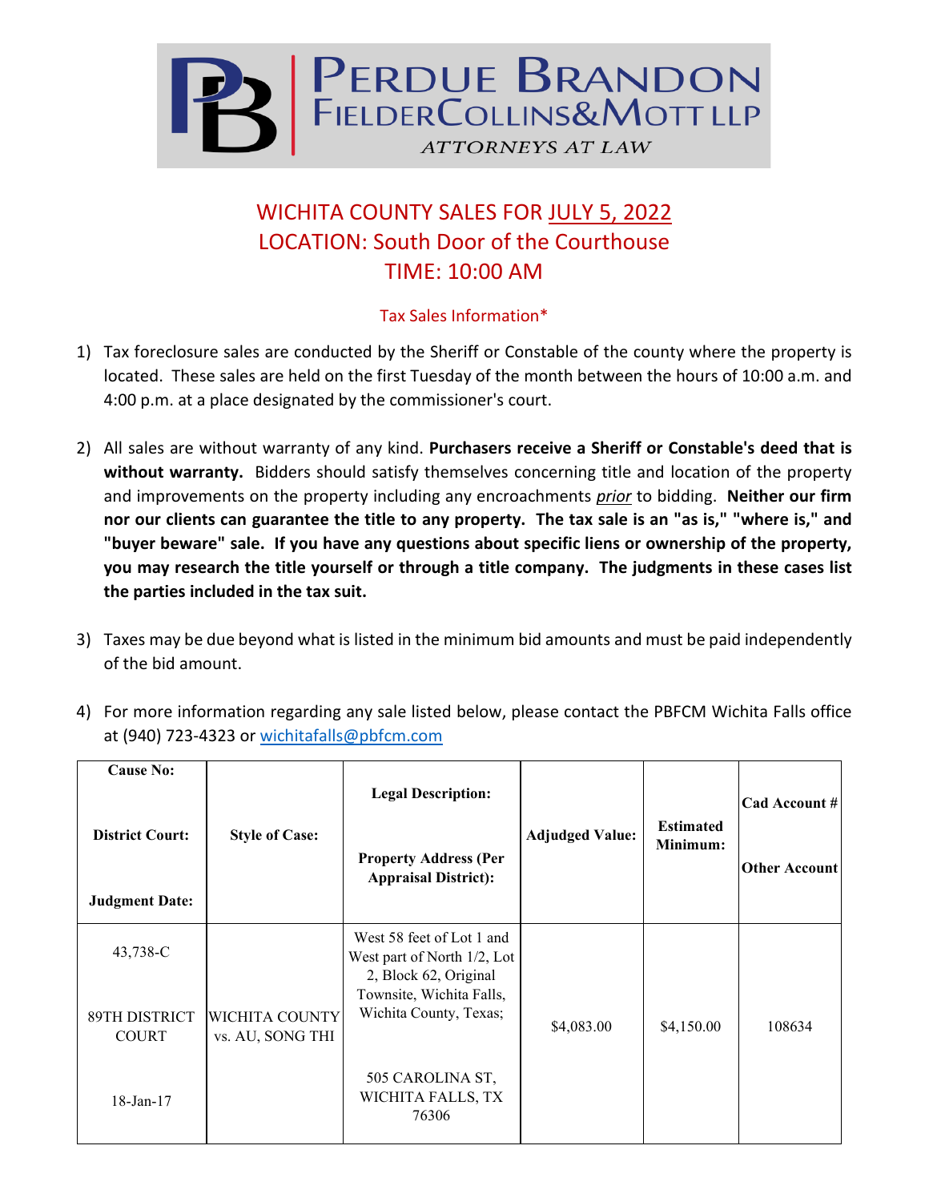# PERDUE BRANDON FIELDER COLLINS & MOTT LLP

*ATTORNEYS AT LAW*

## WICHITA COUNTY SALES FOR JULY 5, 2022
## LOCATION: South Door of the Courthouse
## TIME: 10:00 AM

### Tax Sales Information*

1) Tax foreclosure sales are conducted by the Sheriff or Constable of the county where the property is located. These sales are held on the first Tuesday of the month between the hours of 10:00 a.m. and 4:00 p.m. at a place designated by the commissioner's court.

2) All sales are without warranty of any kind. **Purchasers receive a Sheriff or Constable's deed that is without warranty.** Bidders should satisfy themselves concerning title and location of the property and improvements on the property including any encroachments *prior* to bidding. **Neither our firm nor our clients can guarantee the title to any property. The tax sale is an "as is," "where is," and "buyer beware" sale. If you have any questions about specific liens or ownership of the property, you may research the title yourself or through a title company. The judgments in these cases list the parties included in the tax suit.**

3) Taxes may be due beyond what is listed in the minimum bid amounts and must be paid independently of the bid amount.

4) For more information regarding any sale listed below, please contact the PBFCM Wichita Falls office at (940) 723-4323 or wichitafalls@pbfcm.com

| Cause No: / District Court: / Judgment Date: | Style of Case: | Legal Description: / Property Address (Per Appraisal District): | Adjudged Value: | Estimated Minimum: | Cad Account # / Other Account |
|---|---|---|---|---|---|
| 43,738-C<br>89TH DISTRICT COURT<br>18-Jan-17 | WICHITA COUNTY vs. AU, SONG THI | West 58 feet of Lot 1 and West part of North 1/2, Lot 2, Block 62, Original Townsite, Wichita Falls, Wichita County, Texas;<br>505 CAROLINA ST, WICHITA FALLS, TX 76306 | $4,083.00 | $4,150.00 | 108634 |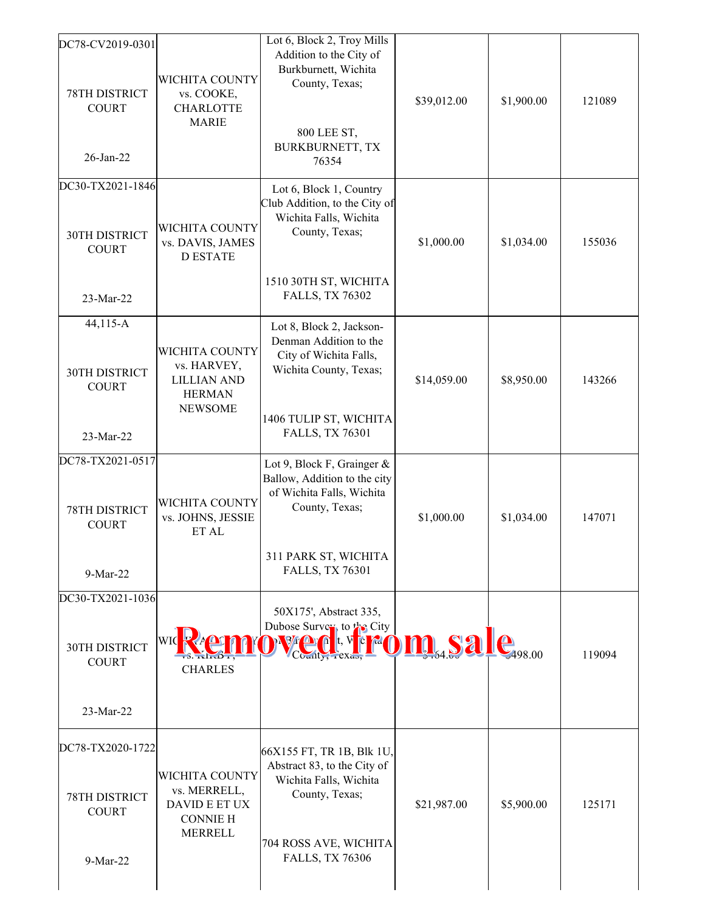| | | | | | |
|---|---|---|---|---|---|
| DC78-CV2019-0301<br><br>78TH DISTRICT COURT<br><br>26-Jan-22 | WICHITA COUNTY vs. COOKE, CHARLOTTE MARIE | Lot 6, Block 2, Troy Mills Addition to the City of Burkburnett, Wichita County, Texas;<br><br>800 LEE ST, BURKBURNETT, TX 76354 | $39,012.00 | $1,900.00 | 121089 |
| DC30-TX2021-1846<br><br>30TH DISTRICT COURT<br><br>23-Mar-22 | WICHITA COUNTY vs. DAVIS, JAMES D ESTATE | Lot 6, Block 1, Country Club Addition, to the City of Wichita Falls, Wichita County, Texas;<br><br>1510 30TH ST, WICHITA FALLS, TX 76302 | $1,000.00 | $1,034.00 | 155036 |
| 44,115-A<br><br>30TH DISTRICT COURT<br><br>23-Mar-22 | WICHITA COUNTY vs. HARVEY, LILLIAN AND HERMAN NEWSOME | Lot 8, Block 2, Jackson-Denman Addition to the City of Wichita Falls, Wichita County, Texas;<br><br>1406 TULIP ST, WICHITA FALLS, TX 76301 | $14,059.00 | $8,950.00 | 143266 |
| DC78-TX2021-0517<br><br>78TH DISTRICT COURT<br><br>9-Mar-22 | WICHITA COUNTY vs. JOHNS, JESSIE ET AL | Lot 9, Block F, Grainger & Ballow, Addition to the city of Wichita Falls, Wichita County, Texas;<br><br>311 PARK ST, WICHITA FALLS, TX 76301 | $1,000.00 | $1,034.00 | 147071 |
| DC30-TX2021-1036<br><br>30TH DISTRICT COURT<br><br>23-Mar-22 | WICHITA COUNTY vs. KIRBY, CHARLES | 50X175', Abstract 335, Dubose Survey, to the City of Wichita Falls, Wichita County, Texas; | $464.00 | $498.00 | 119094 |
| | | **Removed from sale** | | | |
| DC78-TX2020-1722<br><br>78TH DISTRICT COURT<br><br>9-Mar-22 | WICHITA COUNTY vs. MERRELL, DAVID E ET UX CONNIE H MERRELL | 66X155 FT, TR 1B, Blk 1U, Abstract 83, to the City of Wichita Falls, Wichita County, Texas;<br><br>704 ROSS AVE, WICHITA FALLS, TX 76306 | $21,987.00 | $5,900.00 | 125171 |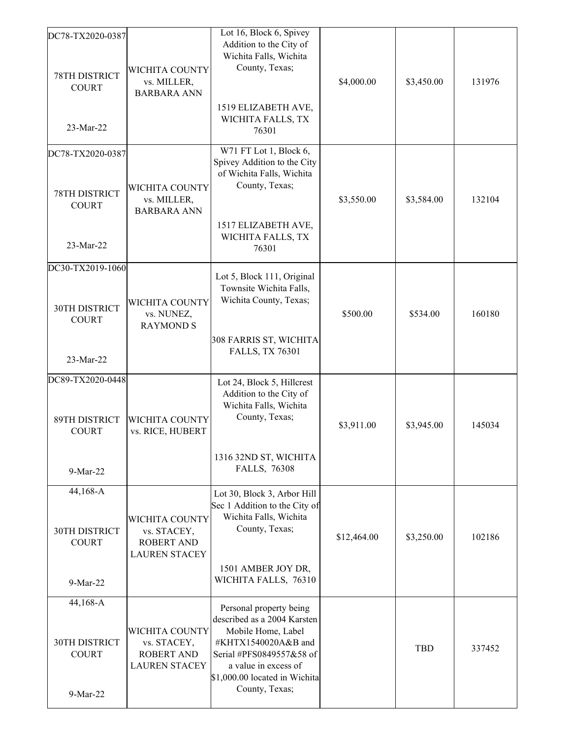| | | | | | |
|---|---|---|---|---|---|
| DC78-TX2020-0387<br><br>78TH DISTRICT COURT<br><br>23-Mar-22 | WICHITA COUNTY vs. MILLER, BARBARA ANN | Lot 16, Block 6, Spivey Addition to the City of Wichita Falls, Wichita County, Texas;<br><br>1519 ELIZABETH AVE, WICHITA FALLS, TX 76301 | $4,000.00 | $3,450.00 | 131976 |
| DC78-TX2020-0387<br><br>78TH DISTRICT COURT<br><br>23-Mar-22 | WICHITA COUNTY vs. MILLER, BARBARA ANN | W71 FT Lot 1, Block 6, Spivey Addition to the City of Wichita Falls, Wichita County, Texas;<br><br>1517 ELIZABETH AVE, WICHITA FALLS, TX 76301 | $3,550.00 | $3,584.00 | 132104 |
| DC30-TX2019-1060<br><br>30TH DISTRICT COURT<br><br>23-Mar-22 | WICHITA COUNTY vs. NUNEZ, RAYMOND S | Lot 5, Block 111, Original Townsite Wichita Falls, Wichita County, Texas;<br><br>308 FARRIS ST, WICHITA FALLS, TX 76301 | $500.00 | $534.00 | 160180 |
| DC89-TX2020-0448<br><br>89TH DISTRICT COURT<br><br>9-Mar-22 | WICHITA COUNTY vs. RICE, HUBERT | Lot 24, Block 5, Hillcrest Addition to the City of Wichita Falls, Wichita County, Texas;<br><br>1316 32ND ST, WICHITA FALLS, 76308 | $3,911.00 | $3,945.00 | 145034 |
| 44,168-A<br><br>30TH DISTRICT COURT<br><br>9-Mar-22 | WICHITA COUNTY vs. STACEY, ROBERT AND LAUREN STACEY | Lot 30, Block 3, Arbor Hill Sec 1 Addition to the City of Wichita Falls, Wichita County, Texas;<br><br>1501 AMBER JOY DR, WICHITA FALLS, 76310 | $12,464.00 | $3,250.00 | 102186 |
| 44,168-A<br><br>30TH DISTRICT COURT<br><br>9-Mar-22 | WICHITA COUNTY vs. STACEY, ROBERT AND LAUREN STACEY | Personal property being described as a 2004 Karsten Mobile Home, Label #KHTX1540020A&B and Serial #PFS0849557&58 of a value in excess of $1,000.00 located in Wichita County, Texas; | | TBD | 337452 |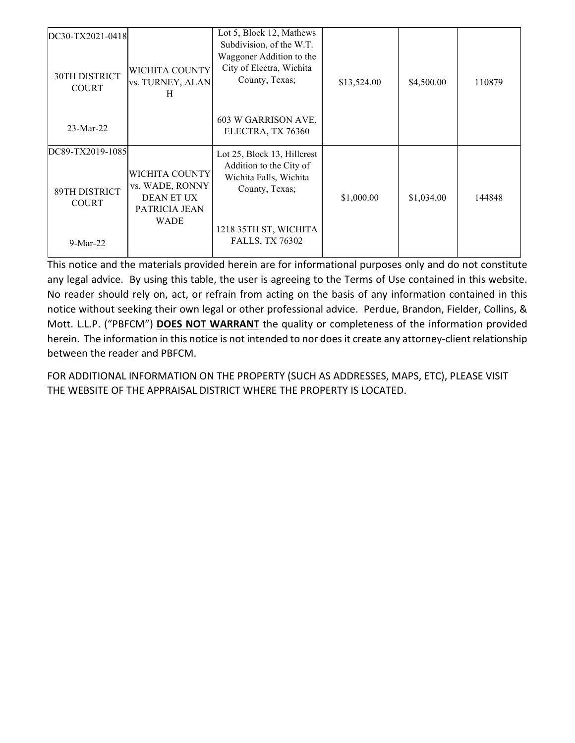| | | | | | |
|---|---|---|---|---|---|
| DC30-TX2021-0418<br><br>30TH DISTRICT COURT<br><br>23-Mar-22 | WICHITA COUNTY vs. TURNEY, ALAN H | Lot 5, Block 12, Mathews Subdivision, of the W.T. Waggoner Addition to the City of Electra, Wichita County, Texas;<br><br>603 W GARRISON AVE, ELECTRA, TX 76360 | $13,524.00 | $4,500.00 | 110879 |
| DC89-TX2019-1085<br><br>89TH DISTRICT COURT<br><br>9-Mar-22 | WICHITA COUNTY vs. WADE, RONNY DEAN ET UX PATRICIA JEAN WADE | Lot 25, Block 13, Hillcrest Addition to the City of Wichita Falls, Wichita County, Texas;<br><br>1218 35TH ST, WICHITA FALLS, TX 76302 | $1,000.00 | $1,034.00 | 144848 |

This notice and the materials provided herein are for informational purposes only and do not constitute any legal advice. By using this table, the user is agreeing to the Terms of Use contained in this website. No reader should rely on, act, or refrain from acting on the basis of any information contained in this notice without seeking their own legal or other professional advice. Perdue, Brandon, Fielder, Collins, & Mott. L.L.P. ("PBFCM") **DOES NOT WARRANT** the quality or completeness of the information provided herein. The information in this notice is not intended to nor does it create any attorney-client relationship between the reader and PBFCM.

FOR ADDITIONAL INFORMATION ON THE PROPERTY (SUCH AS ADDRESSES, MAPS, ETC), PLEASE VISIT THE WEBSITE OF THE APPRAISAL DISTRICT WHERE THE PROPERTY IS LOCATED.